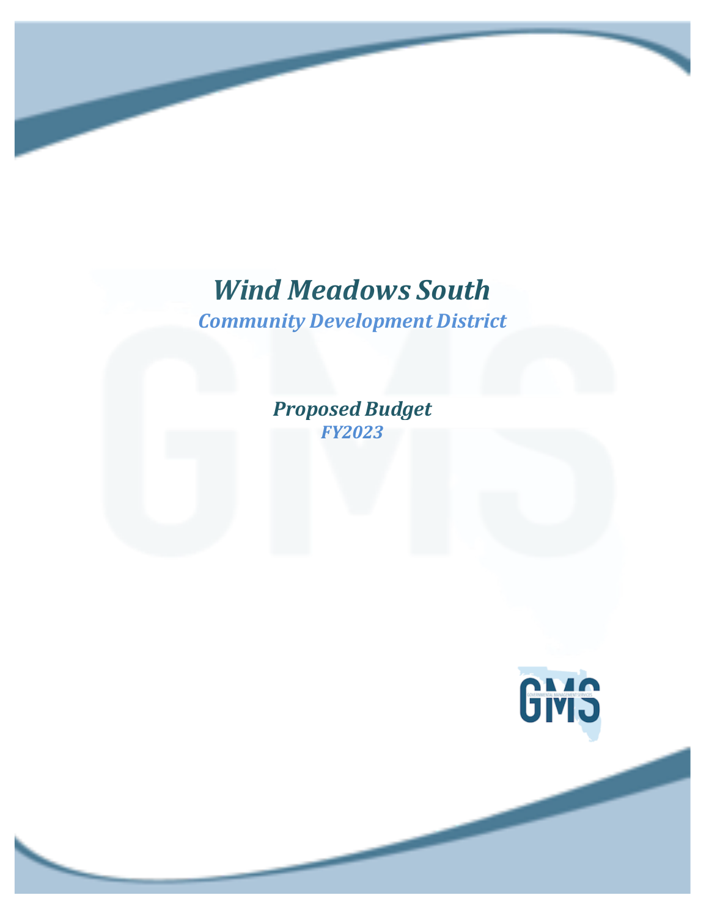# *Wind Meadows South*

## *Community Development District*

### *Proposed Budget*

### *FY2023*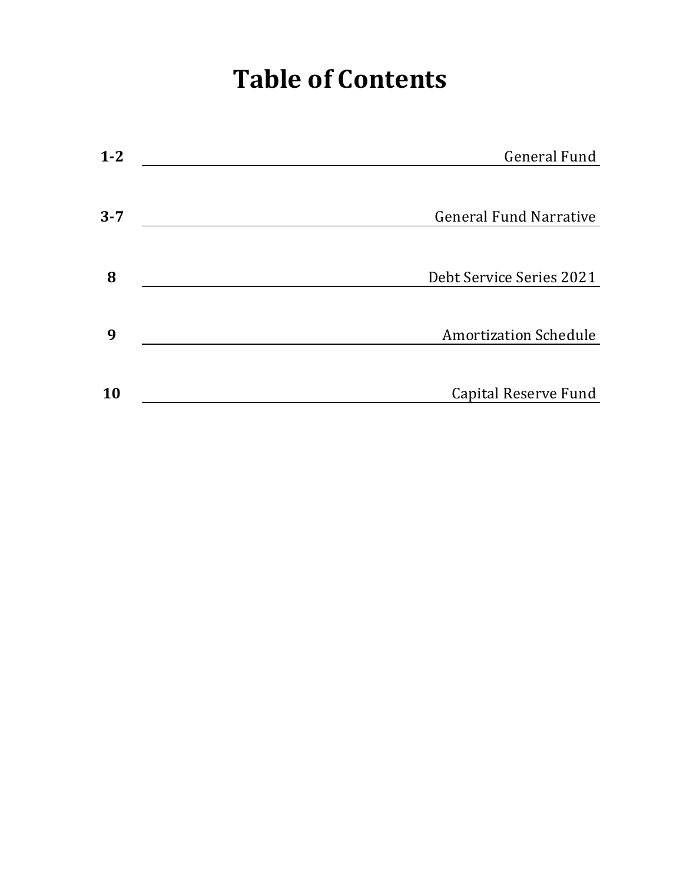# Table of Contents

| Page | Section |
| --- | --- |
| 1-2 | General Fund |
| 3-7 | General Fund Narrative |
| 8 | Debt Service Series 2021 |
| 9 | Amortization Schedule |
| 10 | Capital Reserve Fund |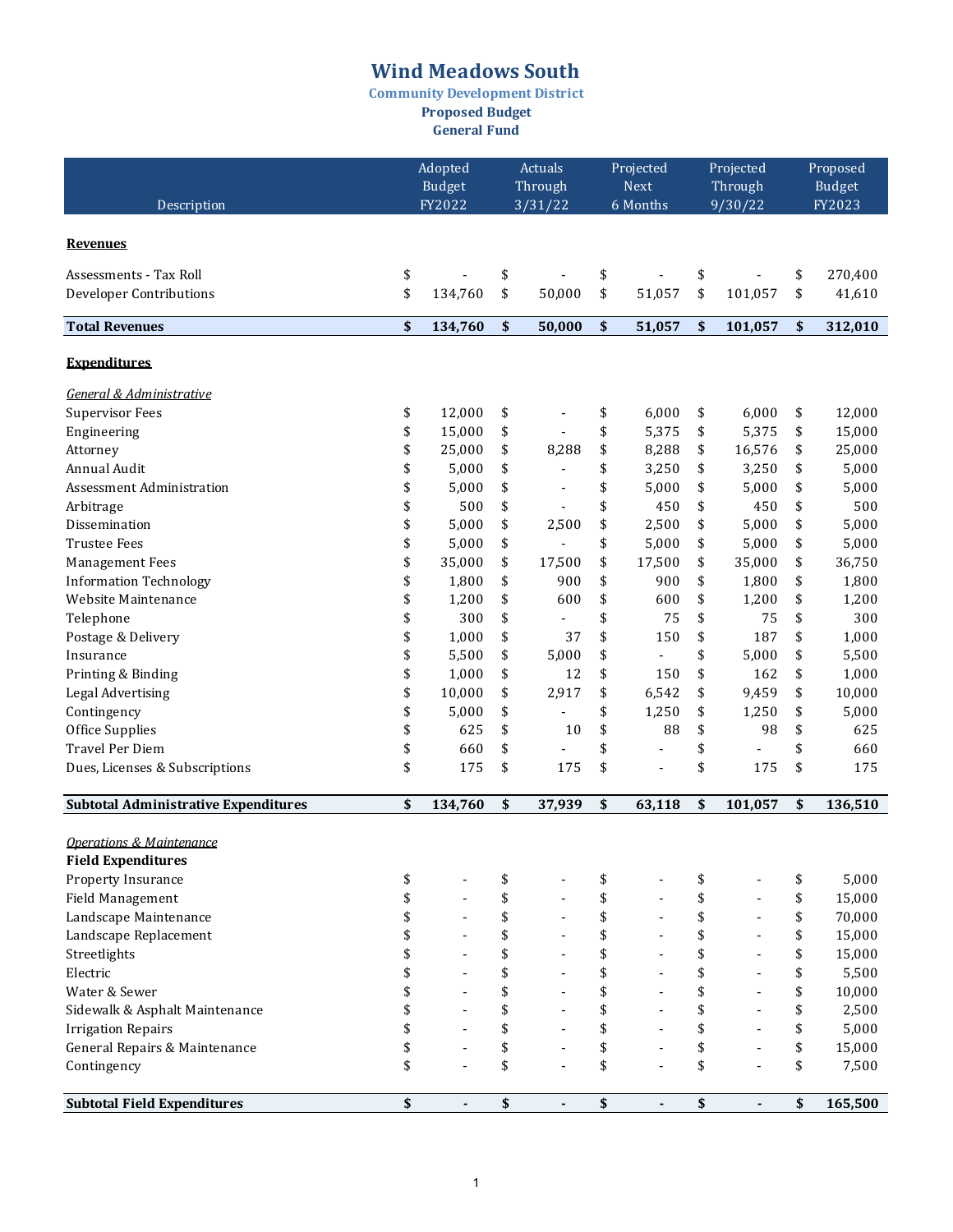# Wind Meadows South

## Community Development District

### Proposed Budget

### General Fund

| Description | Adopted Budget FY2022 | Actuals Through 3/31/22 | Projected Next 6 Months | Projected Through 9/30/22 | Proposed Budget FY2023 |
|---|---|---|---|---|---|
| **Revenues** | | | | | |
| Assessments - Tax Roll | $ - | $ - | $ - | $ - | $ 270,400 |
| Developer Contributions | $ 134,760 | $ 50,000 | $ 51,057 | $ 101,057 | $ 41,610 |
| **Total Revenues** | **$ 134,760** | **$ 50,000** | **$ 51,057** | **$ 101,057** | **$ 312,010** |
| **Expenditures** | | | | | |
| *General & Administrative* | | | | | |
| Supervisor Fees | $ 12,000 | $ - | $ 6,000 | $ 6,000 | $ 12,000 |
| Engineering | $ 15,000 | $ - | $ 5,375 | $ 5,375 | $ 15,000 |
| Attorney | $ 25,000 | $ 8,288 | $ 8,288 | $ 16,576 | $ 25,000 |
| Annual Audit | $ 5,000 | $ - | $ 3,250 | $ 3,250 | $ 5,000 |
| Assessment Administration | $ 5,000 | $ - | $ 5,000 | $ 5,000 | $ 5,000 |
| Arbitrage | $ 500 | $ - | $ 450 | $ 450 | $ 500 |
| Dissemination | $ 5,000 | $ 2,500 | $ 2,500 | $ 5,000 | $ 5,000 |
| Trustee Fees | $ 5,000 | $ - | $ 5,000 | $ 5,000 | $ 5,000 |
| Management Fees | $ 35,000 | $ 17,500 | $ 17,500 | $ 35,000 | $ 36,750 |
| Information Technology | $ 1,800 | $ 900 | $ 900 | $ 1,800 | $ 1,800 |
| Website Maintenance | $ 1,200 | $ 600 | $ 600 | $ 1,200 | $ 1,200 |
| Telephone | $ 300 | $ - | $ 75 | $ 75 | $ 300 |
| Postage & Delivery | $ 1,000 | $ 37 | $ 150 | $ 187 | $ 1,000 |
| Insurance | $ 5,500 | $ 5,000 | $ - | $ 5,000 | $ 5,500 |
| Printing & Binding | $ 1,000 | $ 12 | $ 150 | $ 162 | $ 1,000 |
| Legal Advertising | $ 10,000 | $ 2,917 | $ 6,542 | $ 9,459 | $ 10,000 |
| Contingency | $ 5,000 | $ - | $ 1,250 | $ 1,250 | $ 5,000 |
| Office Supplies | $ 625 | $ 10 | $ 88 | $ 98 | $ 625 |
| Travel Per Diem | $ 660 | $ - | $ - | $ - | $ 660 |
| Dues, Licenses & Subscriptions | $ 175 | $ 175 | $ - | $ 175 | $ 175 |
| **Subtotal Administrative Expenditures** | **$ 134,760** | **$ 37,939** | **$ 63,118** | **$ 101,057** | **$ 136,510** |
| *Operations & Maintenance* | | | | | |
| **Field Expenditures** | | | | | |
| Property Insurance | $ - | $ - | $ - | $ - | $ 5,000 |
| Field Management | $ - | $ - | $ - | $ - | $ 15,000 |
| Landscape Maintenance | $ - | $ - | $ - | $ - | $ 70,000 |
| Landscape Replacement | $ - | $ - | $ - | $ - | $ 15,000 |
| Streetlights | $ - | $ - | $ - | $ - | $ 15,000 |
| Electric | $ - | $ - | $ - | $ - | $ 5,500 |
| Water & Sewer | $ - | $ - | $ - | $ - | $ 10,000 |
| Sidewalk & Asphalt Maintenance | $ - | $ - | $ - | $ - | $ 2,500 |
| Irrigation Repairs | $ - | $ - | $ - | $ - | $ 5,000 |
| General Repairs & Maintenance | $ - | $ - | $ - | $ - | $ 15,000 |
| Contingency | $ - | $ - | $ - | $ - | $ 7,500 |
| **Subtotal Field Expenditures** | **$ -** | **$ -** | **$ -** | **$ -** | **$ 165,500** |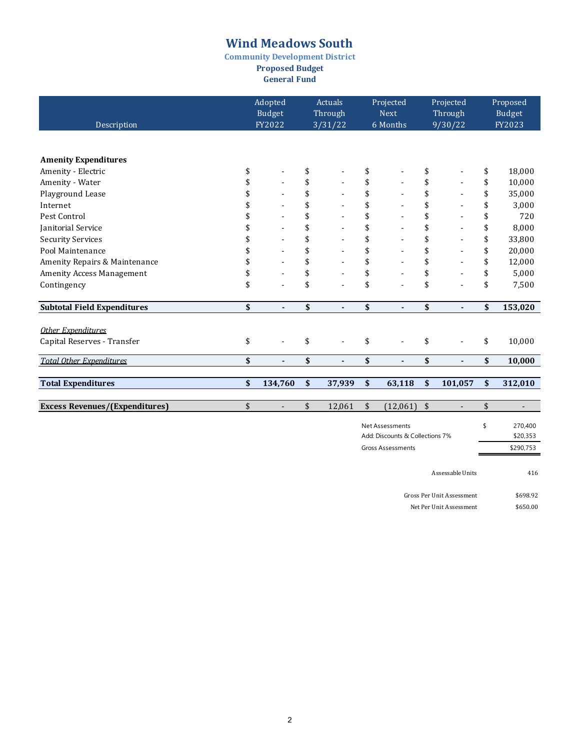# Wind Meadows South

### Community Development District

### Proposed Budget

### General Fund

| Description | Adopted Budget FY2022 | Actuals Through 3/31/22 | Projected Next 6 Months | Projected Through 9/30/22 | Proposed Budget FY2023 |
|---|---|---|---|---|---|
| **Amenity Expenditures** | | | | | |
| Amenity - Electric | $ - | $ - | $ - | $ - | $ 18,000 |
| Amenity - Water | $ - | $ - | $ - | $ - | $ 10,000 |
| Playground Lease | $ - | $ - | $ - | $ - | $ 35,000 |
| Internet | $ - | $ - | $ - | $ - | $ 3,000 |
| Pest Control | $ - | $ - | $ - | $ - | $ 720 |
| Janitorial Service | $ - | $ - | $ - | $ - | $ 8,000 |
| Security Services | $ - | $ - | $ - | $ - | $ 33,800 |
| Pool Maintenance | $ - | $ - | $ - | $ - | $ 20,000 |
| Amenity Repairs & Maintenance | $ - | $ - | $ - | $ - | $ 12,000 |
| Amenity Access Management | $ - | $ - | $ - | $ - | $ 5,000 |
| Contingency | $ - | $ - | $ - | $ - | $ 7,500 |
| **Subtotal Field Expenditures** | **$ -** | **$ -** | **$ -** | **$ -** | **$ 153,020** |
| *Other Expenditures* | | | | | |
| Capital Reserves - Transfer | $ - | $ - | $ - | $ - | $ 10,000 |
| ***Total Other Expenditures*** | **$ -** | **$ -** | **$ -** | **$ -** | **$ 10,000** |
| **Total Expenditures** | **$ 134,760** | **$ 37,939** | **$ 63,118** | **$ 101,057** | **$ 312,010** |
| **Excess Revenues/(Expenditures)** | $ - | $ 12,061 | $ (12,061) | $ - | $ - |

| | |
|---|---|
| Net Assessments | $ 270,400 |
| Add: Discounts & Collections 7% | $20,353 |
| Gross Assessments | $290,753 |

| | |
|---|---|
| Assessable Units | 416 |
| Gross Per Unit Assessment | $698.92 |
| Net Per Unit Assessment | $650.00 |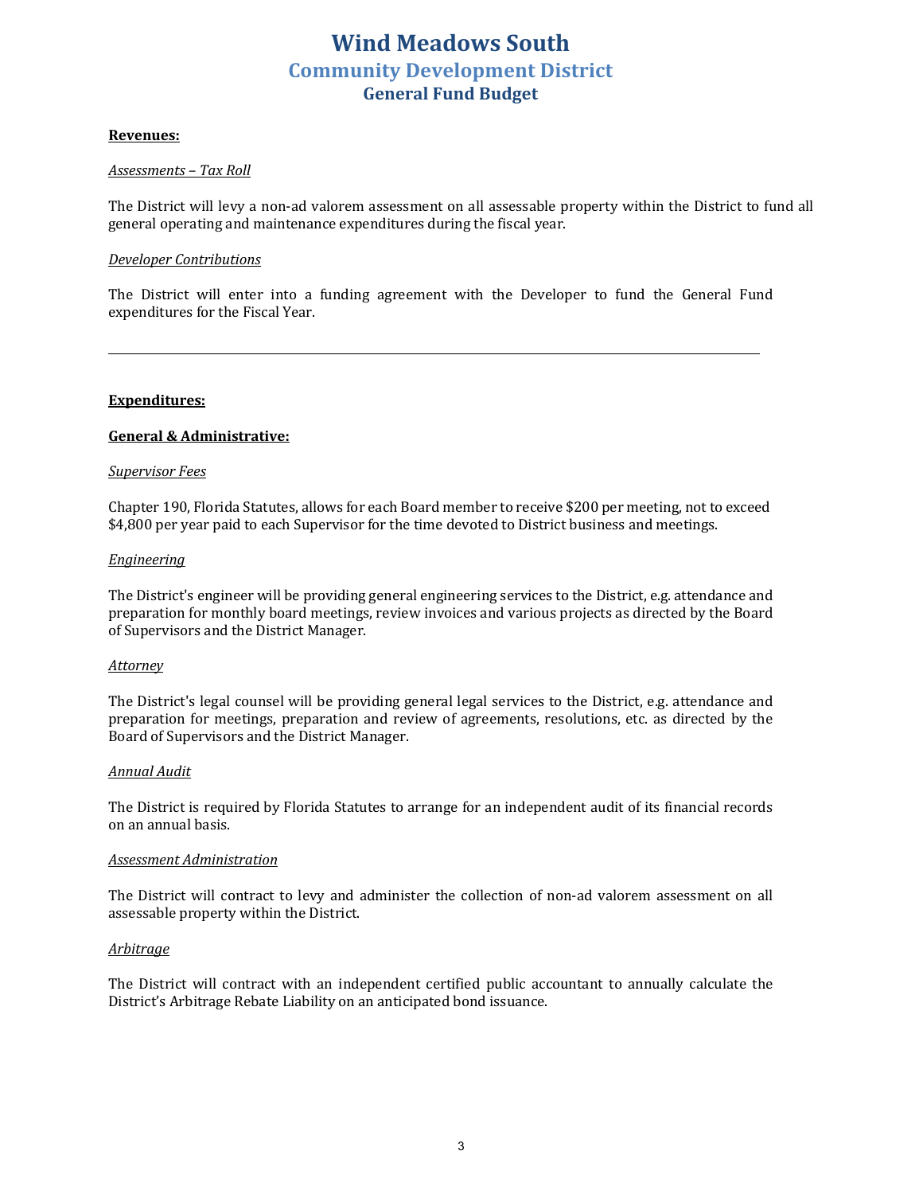# Wind Meadows South

## Community Development District

### General Fund Budget

**Revenues:**

*Assessments – Tax Roll*

The District will levy a non-ad valorem assessment on all assessable property within the District to fund all general operating and maintenance expenditures during the fiscal year.

*Developer Contributions*

The District will enter into a funding agreement with the Developer to fund the General Fund expenditures for the Fiscal Year.

---

**Expenditures:**

**General & Administrative:**

*Supervisor Fees*

Chapter 190, Florida Statutes, allows for each Board member to receive $200 per meeting, not to exceed $4,800 per year paid to each Supervisor for the time devoted to District business and meetings.

*Engineering*

The District's engineer will be providing general engineering services to the District, e.g. attendance and preparation for monthly board meetings, review invoices and various projects as directed by the Board of Supervisors and the District Manager.

*Attorney*

The District's legal counsel will be providing general legal services to the District, e.g. attendance and preparation for meetings, preparation and review of agreements, resolutions, etc. as directed by the Board of Supervisors and the District Manager.

*Annual Audit*

The District is required by Florida Statutes to arrange for an independent audit of its financial records on an annual basis.

*Assessment Administration*

The District will contract to levy and administer the collection of non-ad valorem assessment on all assessable property within the District.

*Arbitrage*

The District will contract with an independent certified public accountant to annually calculate the District's Arbitrage Rebate Liability on an anticipated bond issuance.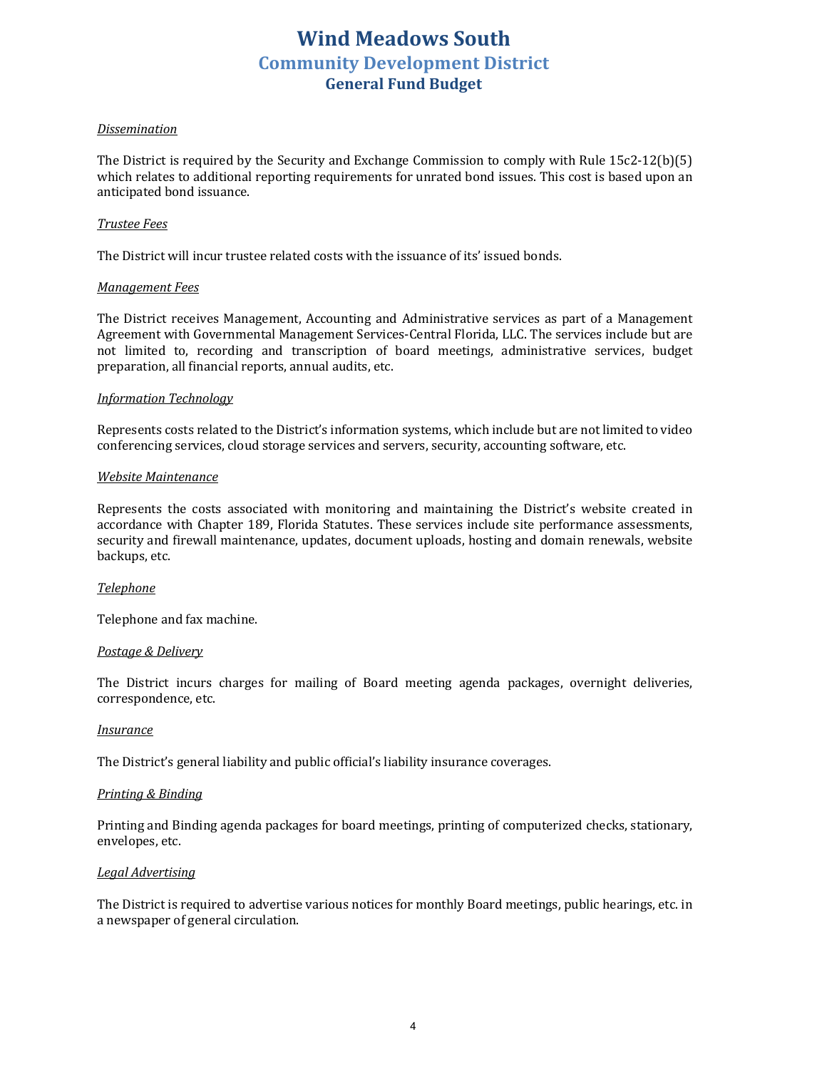# Wind Meadows South
## Community Development District
### General Fund Budget

*Dissemination*

The District is required by the Security and Exchange Commission to comply with Rule 15c2-12(b)(5) which relates to additional reporting requirements for unrated bond issues. This cost is based upon an anticipated bond issuance.

*Trustee Fees*

The District will incur trustee related costs with the issuance of its' issued bonds.

*Management Fees*

The District receives Management, Accounting and Administrative services as part of a Management Agreement with Governmental Management Services-Central Florida, LLC. The services include but are not limited to, recording and transcription of board meetings, administrative services, budget preparation, all financial reports, annual audits, etc.

*Information Technology*

Represents costs related to the District's information systems, which include but are not limited to video conferencing services, cloud storage services and servers, security, accounting software, etc.

*Website Maintenance*

Represents the costs associated with monitoring and maintaining the District's website created in accordance with Chapter 189, Florida Statutes. These services include site performance assessments, security and firewall maintenance, updates, document uploads, hosting and domain renewals, website backups, etc.

*Telephone*

Telephone and fax machine.

*Postage & Delivery*

The District incurs charges for mailing of Board meeting agenda packages, overnight deliveries, correspondence, etc.

*Insurance*

The District's general liability and public official's liability insurance coverages.

*Printing & Binding*

Printing and Binding agenda packages for board meetings, printing of computerized checks, stationary, envelopes, etc.

*Legal Advertising*

The District is required to advertise various notices for monthly Board meetings, public hearings, etc. in a newspaper of general circulation.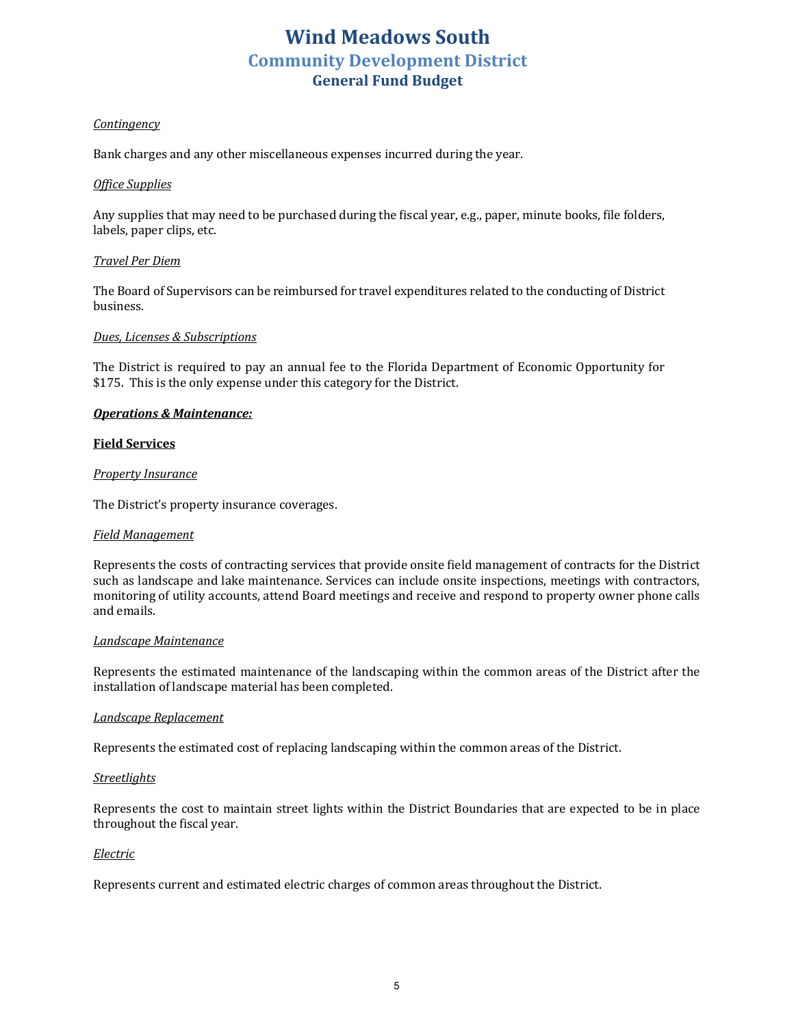# Wind Meadows South
## Community Development District
### General Fund Budget

*Contingency*

Bank charges and any other miscellaneous expenses incurred during the year.

*Office Supplies*

Any supplies that may need to be purchased during the fiscal year, e.g., paper, minute books, file folders, labels, paper clips, etc.

*Travel Per Diem*

The Board of Supervisors can be reimbursed for travel expenditures related to the conducting of District business.

*Dues, Licenses & Subscriptions*

The District is required to pay an annual fee to the Florida Department of Economic Opportunity for $175. This is the only expense under this category for the District.

***Operations & Maintenance:***

**Field Services**

*Property Insurance*

The District's property insurance coverages.

*Field Management*

Represents the costs of contracting services that provide onsite field management of contracts for the District such as landscape and lake maintenance. Services can include onsite inspections, meetings with contractors, monitoring of utility accounts, attend Board meetings and receive and respond to property owner phone calls and emails.

*Landscape Maintenance*

Represents the estimated maintenance of the landscaping within the common areas of the District after the installation of landscape material has been completed.

*Landscape Replacement*

Represents the estimated cost of replacing landscaping within the common areas of the District.

*Streetlights*

Represents the cost to maintain street lights within the District Boundaries that are expected to be in place throughout the fiscal year.

*Electric*

Represents current and estimated electric charges of common areas throughout the District.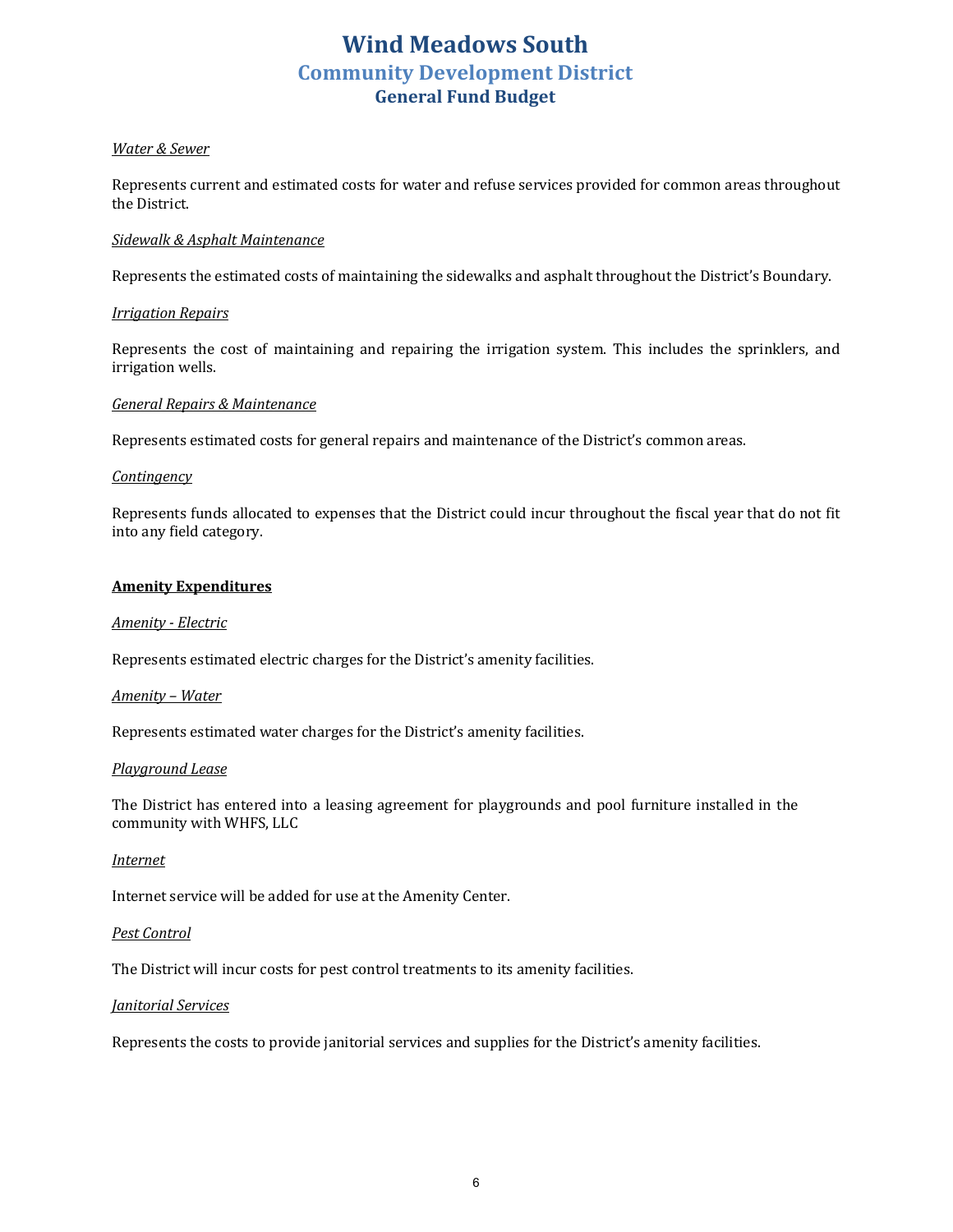# Wind Meadows South
## Community Development District
### General Fund Budget

*Water & Sewer*

Represents current and estimated costs for water and refuse services provided for common areas throughout the District.

*Sidewalk & Asphalt Maintenance*

Represents the estimated costs of maintaining the sidewalks and asphalt throughout the District's Boundary.

*Irrigation Repairs*

Represents the cost of maintaining and repairing the irrigation system. This includes the sprinklers, and irrigation wells.

*General Repairs & Maintenance*

Represents estimated costs for general repairs and maintenance of the District's common areas.

*Contingency*

Represents funds allocated to expenses that the District could incur throughout the fiscal year that do not fit into any field category.

**Amenity Expenditures**

*Amenity - Electric*

Represents estimated electric charges for the District's amenity facilities.

*Amenity – Water*

Represents estimated water charges for the District's amenity facilities.

*Playground Lease*

The District has entered into a leasing agreement for playgrounds and pool furniture installed in the community with WHFS, LLC

*Internet*

Internet service will be added for use at the Amenity Center.

*Pest Control*

The District will incur costs for pest control treatments to its amenity facilities.

*Janitorial Services*

Represents the costs to provide janitorial services and supplies for the District's amenity facilities.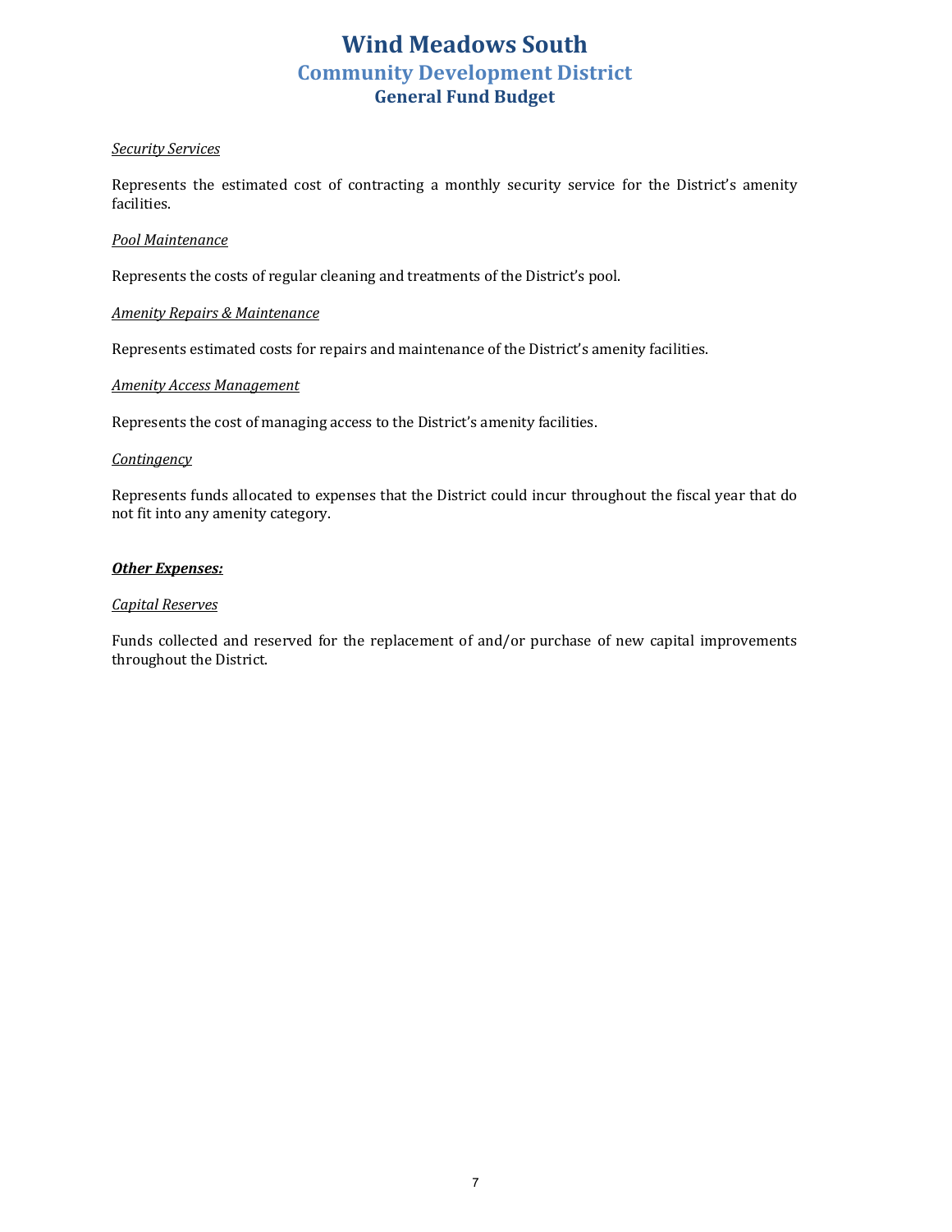# Wind Meadows South
## Community Development District
### General Fund Budget

*Security Services*

Represents the estimated cost of contracting a monthly security service for the District's amenity facilities.

*Pool Maintenance*

Represents the costs of regular cleaning and treatments of the District's pool.

*Amenity Repairs & Maintenance*

Represents estimated costs for repairs and maintenance of the District's amenity facilities.

*Amenity Access Management*

Represents the cost of managing access to the District's amenity facilities.

*Contingency*

Represents funds allocated to expenses that the District could incur throughout the fiscal year that do not fit into any amenity category.

***Other Expenses:***

*Capital Reserves*

Funds collected and reserved for the replacement of and/or purchase of new capital improvements throughout the District.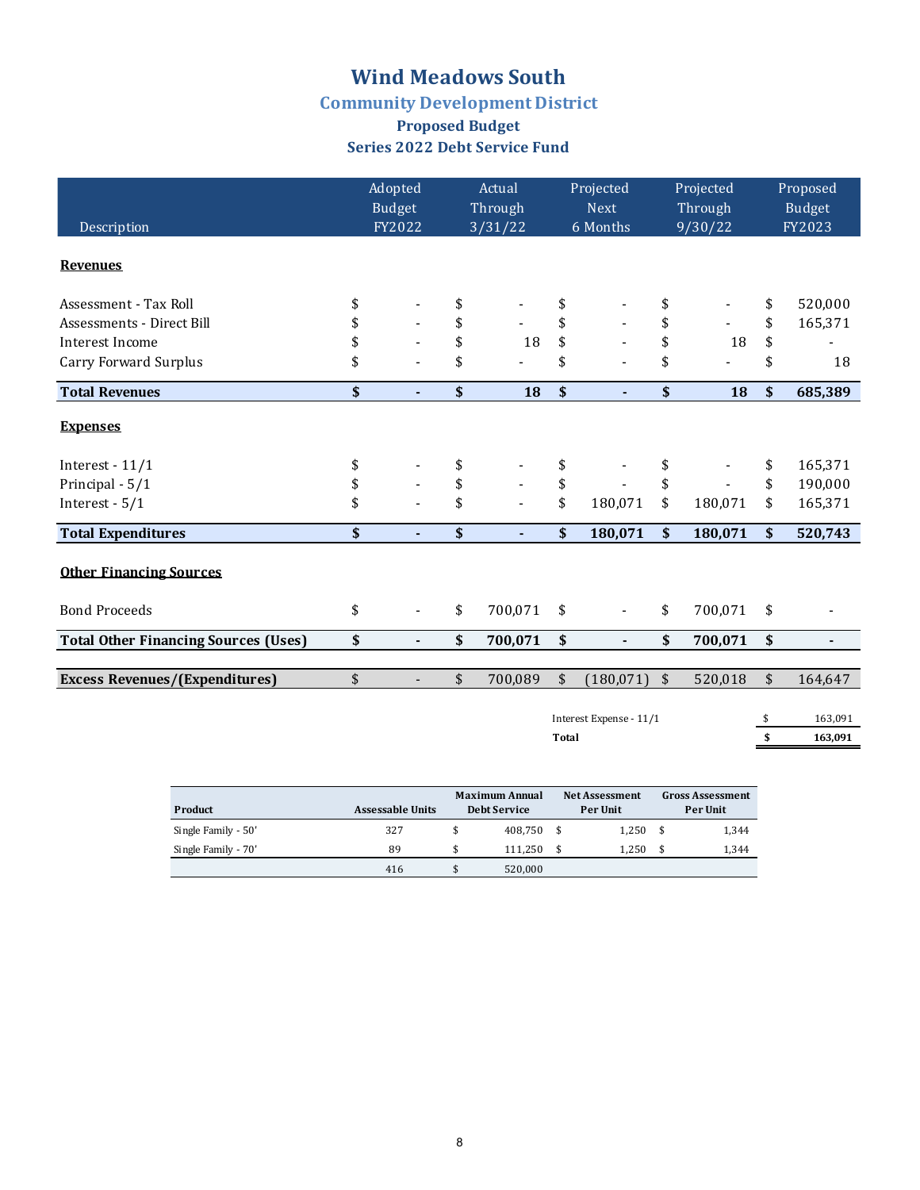# Wind Meadows South

## Community Development District

### Proposed Budget

### Series 2022 Debt Service Fund

| Description | Adopted Budget FY2022 | Actual Through 3/31/22 | Projected Next 6 Months | Projected Through 9/30/22 | Proposed Budget FY2023 |
|---|---|---|---|---|---|
| **Revenues** | | | | | |
| Assessment - Tax Roll | $ - | $ - | $ - | $ - | $ 520,000 |
| Assessments - Direct Bill | $ - | $ - | $ - | $ - | $ 165,371 |
| Interest Income | $ - | $ 18 | $ - | $ 18 | $ - |
| Carry Forward Surplus | $ - | $ - | $ - | $ - | $ 18 |
| **Total Revenues** | **$ -** | **$ 18** | **$ -** | **$ 18** | **$ 685,389** |
| **Expenses** | | | | | |
| Interest - 11/1 | $ - | $ - | $ - | $ - | $ 165,371 |
| Principal - 5/1 | $ - | $ - | $ - | $ - | $ 190,000 |
| Interest - 5/1 | $ - | $ - | $ 180,071 | $ 180,071 | $ 165,371 |
| **Total Expenditures** | **$ -** | **$ -** | **$ 180,071** | **$ 180,071** | **$ 520,743** |
| **Other Financing Sources** | | | | | |
| Bond Proceeds | $ - | $ 700,071 | $ - | $ 700,071 | $ - |
| **Total Other Financing Sources (Uses)** | **$ -** | **$ 700,071** | **$ -** | **$ 700,071** | **$ -** |
| **Excess Revenues/(Expenditures)** | $ - | $ 700,089 | $ (180,071) | $ 520,018 | $ 164,647 |

| | |
|---|---|
| Interest Expense - 11/1 | $ 163,091 |
| **Total** | **$ 163,091** |

| Product | Assessable Units | Maximum Annual Debt Service | Net Assessment Per Unit | Gross Assessment Per Unit |
|---|---|---|---|---|
| Single Family - 50' | 327 | $ 408,750 | $ 1,250 | $ 1,344 |
| Single Family - 70' | 89 | $ 111,250 | $ 1,250 | $ 1,344 |
| | 416 | $ 520,000 | | |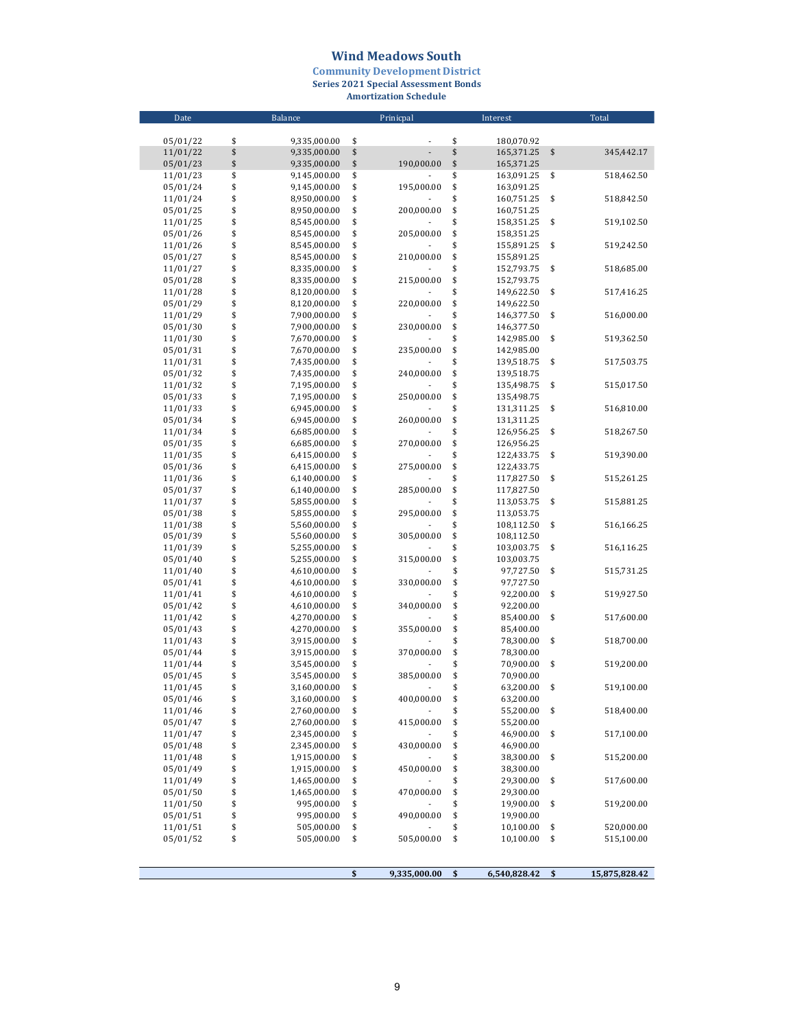# Wind Meadows South

## Community Development District

### Series 2021 Special Assessment Bonds

### Amortization Schedule

| Date | Balance | Prinicpal | Interest | Total |
|---|---|---|---|---|
| 05/01/22 | $ 9,335,000.00 | $ - | $ 180,070.92 | |
| 11/01/22 | $ 9,335,000.00 | $ - | $ 165,371.25 | $ 345,442.17 |
| 05/01/23 | $ 9,335,000.00 | $ 190,000.00 | $ 165,371.25 | |
| 11/01/23 | $ 9,145,000.00 | $ - | $ 163,091.25 | $ 518,462.50 |
| 05/01/24 | $ 9,145,000.00 | $ 195,000.00 | $ 163,091.25 | |
| 11/01/24 | $ 8,950,000.00 | $ - | $ 160,751.25 | $ 518,842.50 |
| 05/01/25 | $ 8,950,000.00 | $ 200,000.00 | $ 160,751.25 | |
| 11/01/25 | $ 8,545,000.00 | $ - | $ 158,351.25 | $ 519,102.50 |
| 05/01/26 | $ 8,545,000.00 | $ 205,000.00 | $ 158,351.25 | |
| 11/01/26 | $ 8,545,000.00 | $ - | $ 155,891.25 | $ 519,242.50 |
| 05/01/27 | $ 8,545,000.00 | $ 210,000.00 | $ 155,891.25 | |
| 11/01/27 | $ 8,335,000.00 | $ - | $ 152,793.75 | $ 518,685.00 |
| 05/01/28 | $ 8,335,000.00 | $ 215,000.00 | $ 152,793.75 | |
| 11/01/28 | $ 8,120,000.00 | $ - | $ 149,622.50 | $ 517,416.25 |
| 05/01/29 | $ 8,120,000.00 | $ 220,000.00 | $ 149,622.50 | |
| 11/01/29 | $ 7,900,000.00 | $ - | $ 146,377.50 | $ 516,000.00 |
| 05/01/30 | $ 7,900,000.00 | $ 230,000.00 | $ 146,377.50 | |
| 11/01/30 | $ 7,670,000.00 | $ - | $ 142,985.00 | $ 519,362.50 |
| 05/01/31 | $ 7,670,000.00 | $ 235,000.00 | $ 142,985.00 | |
| 11/01/31 | $ 7,435,000.00 | $ - | $ 139,518.75 | $ 517,503.75 |
| 05/01/32 | $ 7,435,000.00 | $ 240,000.00 | $ 139,518.75 | |
| 11/01/32 | $ 7,195,000.00 | $ - | $ 135,498.75 | $ 515,017.50 |
| 05/01/33 | $ 7,195,000.00 | $ 250,000.00 | $ 135,498.75 | |
| 11/01/33 | $ 6,945,000.00 | $ - | $ 131,311.25 | $ 516,810.00 |
| 05/01/34 | $ 6,945,000.00 | $ 260,000.00 | $ 131,311.25 | |
| 11/01/34 | $ 6,685,000.00 | $ - | $ 126,956.25 | $ 518,267.50 |
| 05/01/35 | $ 6,685,000.00 | $ 270,000.00 | $ 126,956.25 | |
| 11/01/35 | $ 6,415,000.00 | $ - | $ 122,433.75 | $ 519,390.00 |
| 05/01/36 | $ 6,415,000.00 | $ 275,000.00 | $ 122,433.75 | |
| 11/01/36 | $ 6,140,000.00 | $ - | $ 117,827.50 | $ 515,261.25 |
| 05/01/37 | $ 6,140,000.00 | $ 285,000.00 | $ 117,827.50 | |
| 11/01/37 | $ 5,855,000.00 | $ - | $ 113,053.75 | $ 515,881.25 |
| 05/01/38 | $ 5,855,000.00 | $ 295,000.00 | $ 113,053.75 | |
| 11/01/38 | $ 5,560,000.00 | $ - | $ 108,112.50 | $ 516,166.25 |
| 05/01/39 | $ 5,560,000.00 | $ 305,000.00 | $ 108,112.50 | |
| 11/01/39 | $ 5,255,000.00 | $ - | $ 103,003.75 | $ 516,116.25 |
| 05/01/40 | $ 5,255,000.00 | $ 315,000.00 | $ 103,003.75 | |
| 11/01/40 | $ 4,610,000.00 | $ - | $ 97,727.50 | $ 515,731.25 |
| 05/01/41 | $ 4,610,000.00 | $ 330,000.00 | $ 97,727.50 | |
| 11/01/41 | $ 4,610,000.00 | $ - | $ 92,200.00 | $ 519,927.50 |
| 05/01/42 | $ 4,610,000.00 | $ 340,000.00 | $ 92,200.00 | |
| 11/01/42 | $ 4,270,000.00 | $ - | $ 85,400.00 | $ 517,600.00 |
| 05/01/43 | $ 4,270,000.00 | $ 355,000.00 | $ 85,400.00 | |
| 11/01/43 | $ 3,915,000.00 | $ - | $ 78,300.00 | $ 518,700.00 |
| 05/01/44 | $ 3,915,000.00 | $ 370,000.00 | $ 78,300.00 | |
| 11/01/44 | $ 3,545,000.00 | $ - | $ 70,900.00 | $ 519,200.00 |
| 05/01/45 | $ 3,545,000.00 | $ 385,000.00 | $ 70,900.00 | |
| 11/01/45 | $ 3,160,000.00 | $ - | $ 63,200.00 | $ 519,100.00 |
| 05/01/46 | $ 3,160,000.00 | $ 400,000.00 | $ 63,200.00 | |
| 11/01/46 | $ 2,760,000.00 | $ - | $ 55,200.00 | $ 518,400.00 |
| 05/01/47 | $ 2,760,000.00 | $ 415,000.00 | $ 55,200.00 | |
| 11/01/47 | $ 2,345,000.00 | $ - | $ 46,900.00 | $ 517,100.00 |
| 05/01/48 | $ 2,345,000.00 | $ 430,000.00 | $ 46,900.00 | |
| 11/01/48 | $ 1,915,000.00 | $ - | $ 38,300.00 | $ 515,200.00 |
| 05/01/49 | $ 1,915,000.00 | $ 450,000.00 | $ 38,300.00 | |
| 11/01/49 | $ 1,465,000.00 | $ - | $ 29,300.00 | $ 517,600.00 |
| 05/01/50 | $ 1,465,000.00 | $ 470,000.00 | $ 29,300.00 | |
| 11/01/50 | $ 995,000.00 | $ - | $ 19,900.00 | $ 519,200.00 |
| 05/01/51 | $ 995,000.00 | $ 490,000.00 | $ 19,900.00 | |
| 11/01/51 | $ 505,000.00 | $ - | $ 10,100.00 | $ 520,000.00 |
| 05/01/52 | $ 505,000.00 | $ 505,000.00 | $ 10,100.00 | $ 515,100.00 |
| | | **$ 9,335,000.00** | **$ 6,540,828.42** | **$ 15,875,828.42** |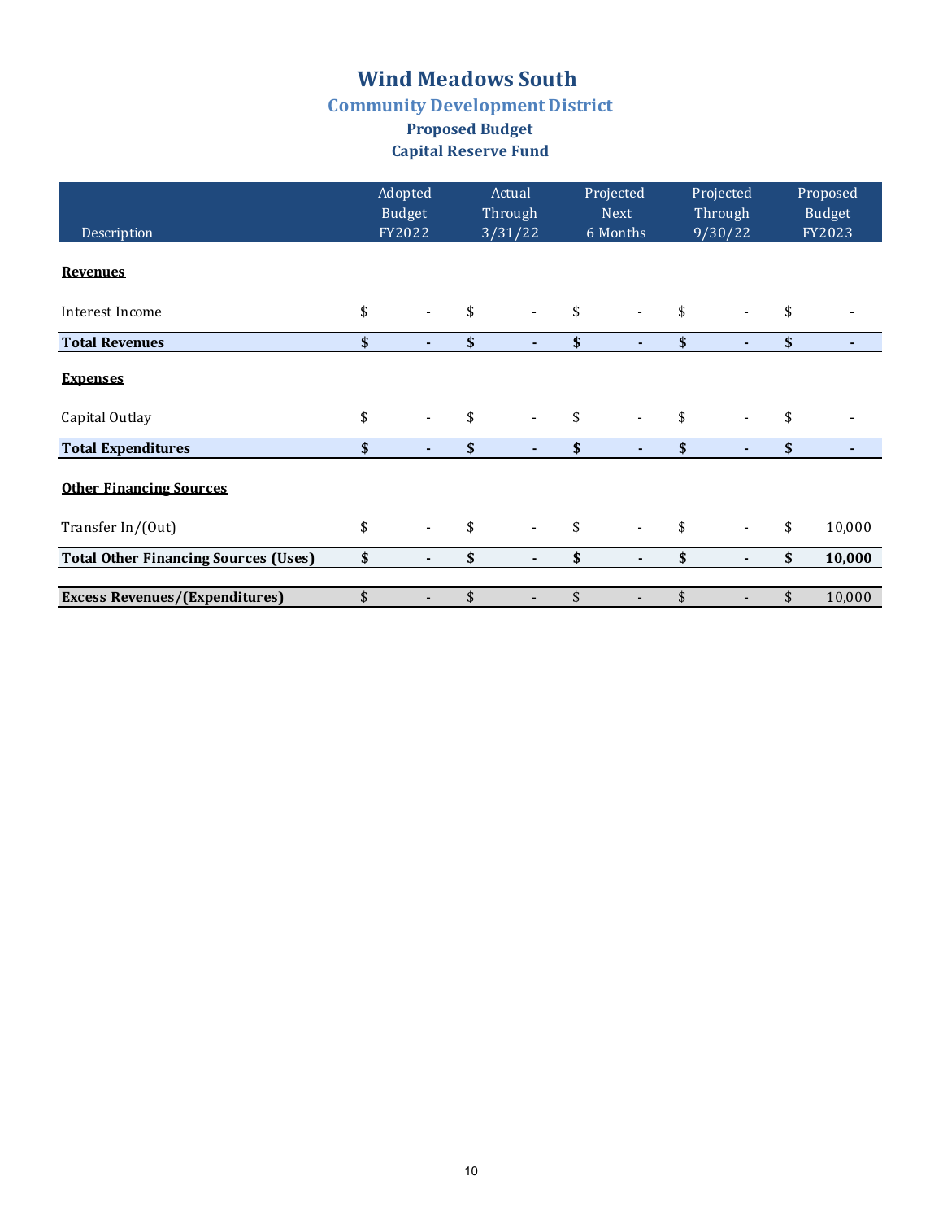# Wind Meadows South

## Community Development District

### Proposed Budget

### Capital Reserve Fund

| Description | Adopted Budget FY2022 | Actual Through 3/31/22 | Projected Next 6 Months | Projected Through 9/30/22 | Proposed Budget FY2023 |
|---|---|---|---|---|---|
| **Revenues** | | | | | |
| Interest Income | $ - | $ - | $ - | $ - | $ - |
| **Total Revenues** | **$ -** | **$ -** | **$ -** | **$ -** | **$ -** |
| **Expenses** | | | | | |
| Capital Outlay | $ - | $ - | $ - | $ - | $ - |
| **Total Expenditures** | **$ -** | **$ -** | **$ -** | **$ -** | **$ -** |
| **Other Financing Sources** | | | | | |
| Transfer In/(Out) | $ - | $ - | $ - | $ - | $ 10,000 |
| **Total Other Financing Sources (Uses)** | **$ -** | **$ -** | **$ -** | **$ -** | **$ 10,000** |
| **Excess Revenues/(Expenditures)** | $ - | $ - | $ - | $ - | $ 10,000 |